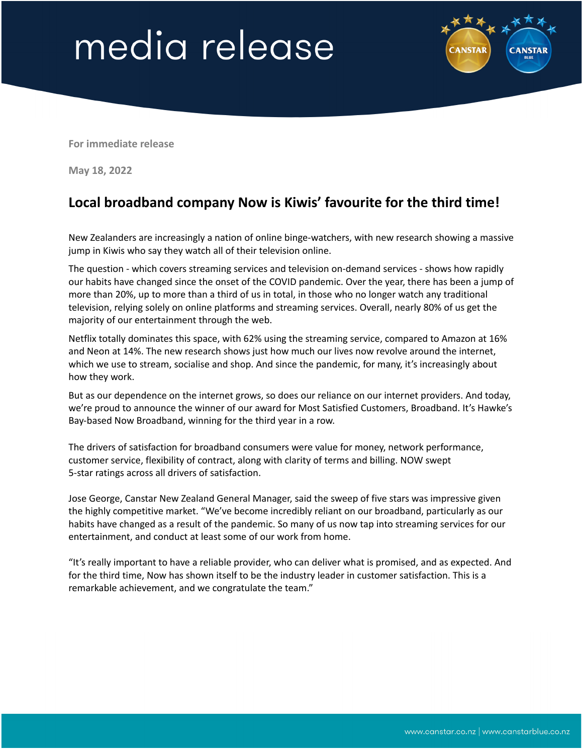# media release

**For immediate release**

**May 18, 2022**

## Local broadband company Now is Kiwis' favourite for the third time!

New Zealanders are increasingly a nation of online binge-watchers, with new research showing a massive jump in Kiwis who say they watch all of their television online.

The question - which covers streaming services and television on-demand services - shows how rapidly our habits have changed since the onset of the COVID pandemic. Over the year, there has been a jump of more than 20%, up to more than a third of us in total, in those who no longer watch any traditional television, relying solely on online platforms and streaming services. Overall, nearly 80% of us get the majority of our entertainment through the web.

Netflix totally dominates this space, with 62% using the streaming service, compared to Amazon at 16% and Neon at 14%. The new research shows just how much our lives now revolve around the internet, which we use to stream, socialise and shop. And since the pandemic, for many, it's increasingly about how they work.

But as our dependence on the internet grows, so does our reliance on our internet providers. And today, we're proud to announce the winner of our award for Most Satisfied Customers, Broadband. It's Hawke's Bay-based Now Broadband, winning for the third year in a row.

The drivers of satisfaction for broadband consumers were value for money, network performance, customer service, flexibility of contract, along with clarity of terms and billing. NOW swept 5-star ratings across all drivers of satisfaction.

Jose George, Canstar New Zealand General Manager, said the sweep of five stars was impressive given the highly competitive market. "We've become incredibly reliant on our broadband, particularly as our habits have changed as a result of the pandemic. So many of us now tap into streaming services for our entertainment, and conduct at least some of our work from home.

"It's really important to have a reliable provider, who can deliver what is promised, and as expected. And for the third time, Now has shown itself to be the industry leader in customer satisfaction. This is a remarkable achievement, and we congratulate the team."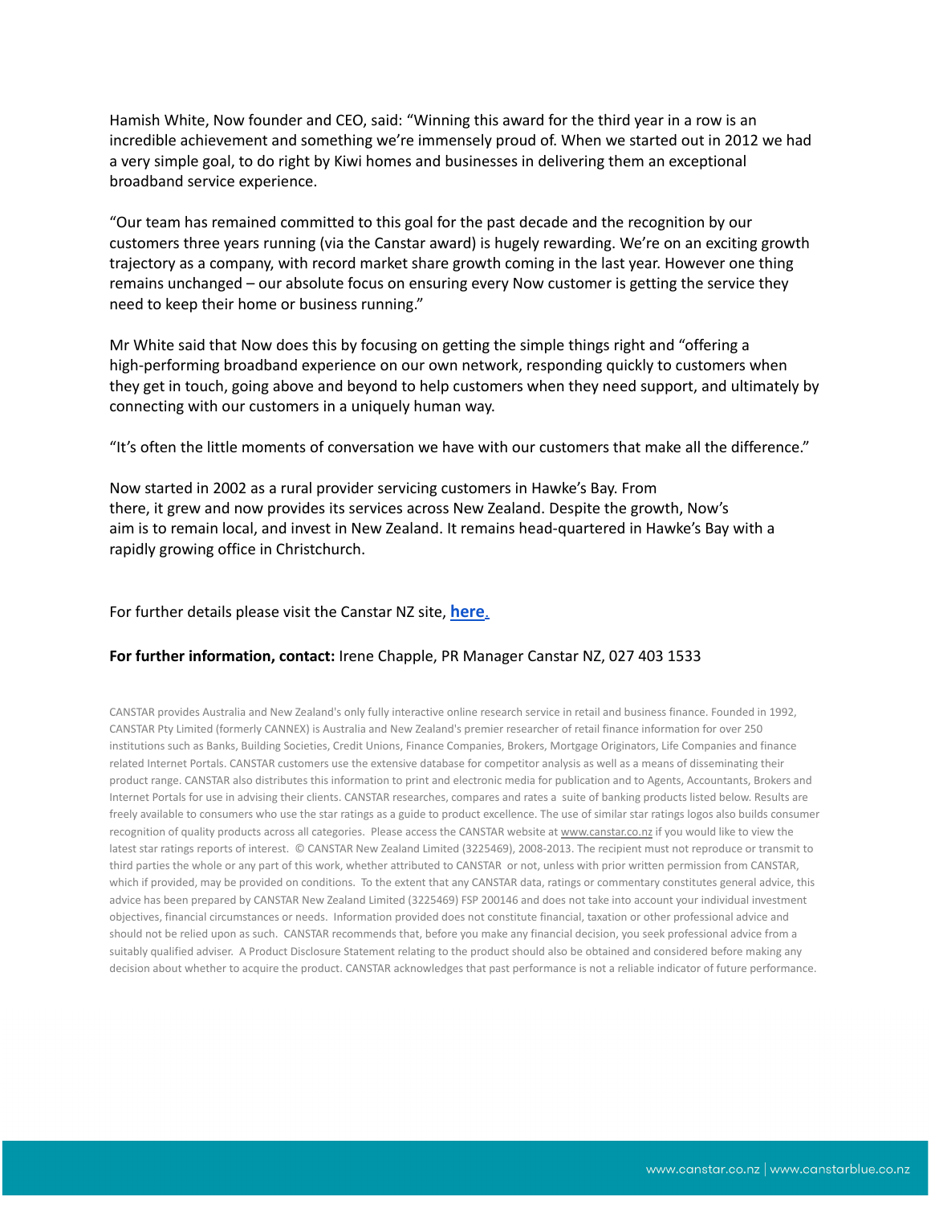Hamish White, Now founder and CEO, said: “Winning this award for the third year in a row is an incredible achievement and something we’re immensely proud of. When we started out in 2012 we had a very simple goal, to do right by Kiwi homes and businesses in delivering them an exceptional broadband service experience.

“Our team has remained committed to this goal for the past decade and the recognition by our customers three years running (via the Canstar award) is hugely rewarding. We’re on an exciting growth trajectory as a company, with record market share growth coming in the last year. However one thing remains unchanged – our absolute focus on ensuring every Now customer is getting the service they need to keep their home or business running.”

Mr White said that Now does this by focusing on getting the simple things right and “offering a high-performing broadband experience on our own network, responding quickly to customers when they get in touch, going above and beyond to help customers when they need support, and ultimately by connecting with our customers in a uniquely human way.

“It’s often the little moments of conversation we have with our customers that make all the difference.”

Now started in 2002 as a rural provider servicing customers in Hawke’s Bay. From there, it grew and now provides its services across New Zealand. Despite the growth, Now’s aim is to remain local, and invest in New Zealand. It remains head-quartered in Hawke’s Bay with a rapidly growing office in Christchurch.

For further details please visit the Canstar NZ site, **here**.

**For further information, contact:** Irene Chapple, PR Manager Canstar NZ, 027 403 1533

CANSTAR provides Australia and New Zealand's only fully interactive online research service in retail and business finance. Founded in 1992, CANSTAR Pty Limited (formerly CANNEX) is Australia and New Zealand's premier researcher of retail finance information for over 250 institutions such as Banks, Building Societies, Credit Unions, Finance Companies, Brokers, Mortgage Originators, Life Companies and finance related Internet Portals. CANSTAR customers use the extensive database for competitor analysis as well as a means of disseminating their product range. CANSTAR also distributes this information to print and electronic media for publication and to Agents, Accountants, Brokers and Internet Portals for use in advising their clients. CANSTAR researches, compares and rates a suite of banking products listed below. Results are freely available to consumers who use the star ratings as a guide to product excellence. The use of similar star ratings logos also builds consumer recognition of quality products across all categories. Please access the CANSTAR website at www.canstar.co.nz if you would like to view the latest star ratings reports of interest. © CANSTAR New Zealand Limited (3225469), 2008-2013. The recipient must not reproduce or transmit to third parties the whole or any part of this work, whether attributed to CANSTAR or not, unless with prior written permission from CANSTAR, which if provided, may be provided on conditions. To the extent that any CANSTAR data, ratings or commentary constitutes general advice, this advice has been prepared by CANSTAR New Zealand Limited (3225469) FSP 200146 and does not take into account your individual investment objectives, financial circumstances or needs. Information provided does not constitute financial, taxation or other professional advice and should not be relied upon as such. CANSTAR recommends that, before you make any financial decision, you seek professional advice from a suitably qualified adviser. A Product Disclosure Statement relating to the product should also be obtained and considered before making any decision about whether to acquire the product. CANSTAR acknowledges that past performance is not a reliable indicator of future performance.